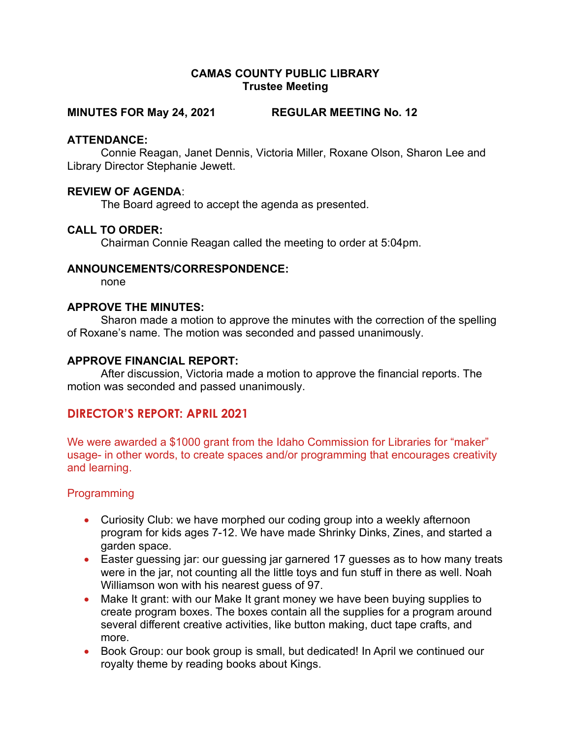# CAMAS COUNTY PUBLIC LIBRARY
## Trustee Meeting

**MINUTES FOR May 24, 2021 REGULAR MEETING No. 12**

**ATTENDANCE:**

Connie Reagan, Janet Dennis, Victoria Miller, Roxane Olson, Sharon Lee and Library Director Stephanie Jewett.

**REVIEW OF AGENDA**:

The Board agreed to accept the agenda as presented.

**CALL TO ORDER:**

Chairman Connie Reagan called the meeting to order at 5:04pm.

**ANNOUNCEMENTS/CORRESPONDENCE:**

none

**APPROVE THE MINUTES:**

Sharon made a motion to approve the minutes with the correction of the spelling of Roxane's name. The motion was seconded and passed unanimously.

**APPROVE FINANCIAL REPORT:**

After discussion, Victoria made a motion to approve the financial reports. The motion was seconded and passed unanimously.

## DIRECTOR'S REPORT: APRIL 2021

We were awarded a $1000 grant from the Idaho Commission for Libraries for "maker" usage- in other words, to create spaces and/or programming that encourages creativity and learning.

### Programming

- Curiosity Club: we have morphed our coding group into a weekly afternoon program for kids ages 7-12. We have made Shrinky Dinks, Zines, and started a garden space.
- Easter guessing jar: our guessing jar garnered 17 guesses as to how many treats were in the jar, not counting all the little toys and fun stuff in there as well. Noah Williamson won with his nearest guess of 97.
- Make It grant: with our Make It grant money we have been buying supplies to create program boxes. The boxes contain all the supplies for a program around several different creative activities, like button making, duct tape crafts, and more.
- Book Group: our book group is small, but dedicated! In April we continued our royalty theme by reading books about Kings.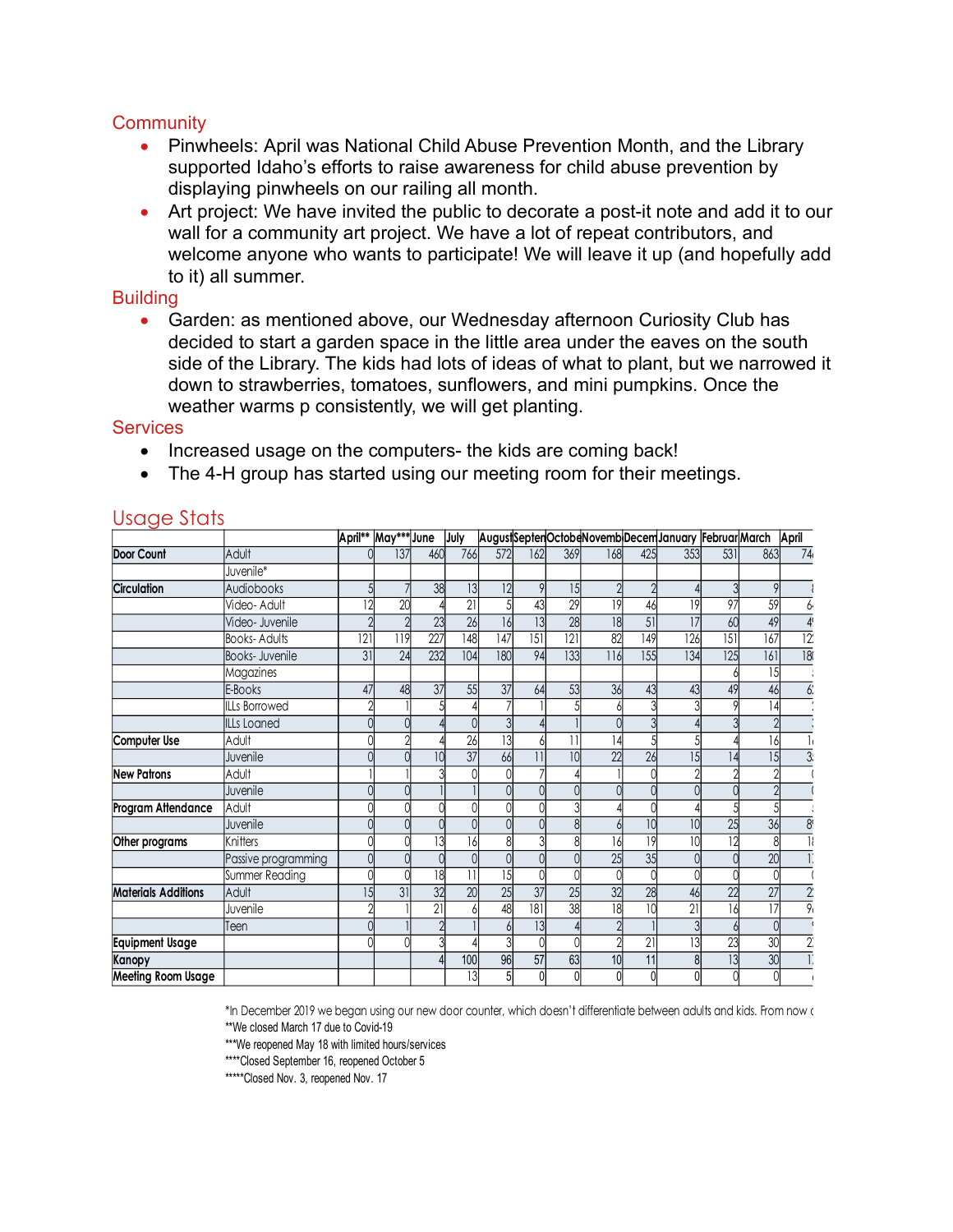## Community

- Pinwheels: April was National Child Abuse Prevention Month, and the Library supported Idaho's efforts to raise awareness for child abuse prevention by displaying pinwheels on our railing all month.
- Art project: We have invited the public to decorate a post-it note and add it to our wall for a community art project. We have a lot of repeat contributors, and welcome anyone who wants to participate! We will leave it up (and hopefully add to it) all summer.

## Building

- Garden: as mentioned above, our Wednesday afternoon Curiosity Club has decided to start a garden space in the little area under the eaves on the south side of the Library. The kids had lots of ideas of what to plant, but we narrowed it down to strawberries, tomatoes, sunflowers, and mini pumpkins. Once the weather warms p consistently, we will get planting.

## Services

- Increased usage on the computers- the kids are coming back!
- The 4-H group has started using our meeting room for their meetings.

## Usage Stats

| | | April** | May*** | June | July | August | Septen | Octobe | Novemb | Decem | January | Februar | March | April |
|---|---|---|---|---|---|---|---|---|---|---|---|---|---|---|
| Door Count | Adult | 0 | 137 | 460 | 766 | 572 | 162 | 369 | 168 | 425 | 353 | 531 | 863 | 74 |
| | Juvenile* | | | | | | | | | | | | | |
| Circulation | Audiobooks | 5 | 7 | 38 | 13 | 12 | 9 | 15 | 2 | 2 | 4 | 3 | 9 | |
| | Video- Adult | 12 | 20 | 4 | 21 | 5 | 43 | 29 | 19 | 46 | 19 | 97 | 59 | 6 |
| | Video- Juvenile | 2 | 2 | 23 | 26 | 16 | 13 | 28 | 18 | 51 | 17 | 60 | 49 | 4 |
| | Books- Adults | 121 | 119 | 227 | 148 | 147 | 151 | 121 | 82 | 149 | 126 | 151 | 167 | 12 |
| | Books- Juvenile | 31 | 24 | 232 | 104 | 180 | 94 | 133 | 116 | 155 | 134 | 125 | 161 | 18 |
| | Magazines | | | | | | | | | | | 6 | 15 | |
| | E-Books | 47 | 48 | 37 | 55 | 37 | 64 | 53 | 36 | 43 | 43 | 49 | 46 | 6 |
| | ILLs Borrowed | 2 | 1 | 5 | 4 | 7 | 1 | 5 | 6 | 3 | 3 | 9 | 14 | |
| | ILLs Loaned | 0 | 0 | 4 | 0 | 3 | 4 | 1 | 0 | 3 | 4 | 3 | 2 | |
| Computer Use | Adult | 0 | 2 | 4 | 26 | 13 | 6 | 11 | 14 | 5 | 5 | 4 | 16 | 1 |
| | Juvenile | 0 | 0 | 10 | 37 | 66 | 11 | 10 | 22 | 26 | 15 | 14 | 15 | 3 |
| New Patrons | Adult | 1 | 1 | 3 | 0 | 0 | 7 | 4 | 1 | 0 | 2 | 2 | 2 | |
| | Juvenile | 0 | 0 | 1 | 1 | 0 | 0 | 0 | 0 | 0 | 0 | 0 | 2 | |
| Program Attendance | Adult | 0 | 0 | 0 | 0 | 0 | 0 | 3 | 4 | 0 | 4 | 5 | 5 | |
| | Juvenile | 0 | 0 | 0 | 0 | 0 | 0 | 8 | 6 | 10 | 10 | 25 | 36 | 8 |
| Other programs | Knitters | 0 | 0 | 13 | 16 | 8 | 3 | 8 | 16 | 19 | 10 | 12 | 8 | 1 |
| | Passive programming | 0 | 0 | 0 | 0 | 0 | 0 | 0 | 25 | 35 | 0 | 0 | 20 | 1 |
| | Summer Reading | 0 | 0 | 18 | 11 | 15 | 0 | 0 | 0 | 0 | 0 | 0 | 0 | |
| Materials Additions | Adult | 15 | 31 | 32 | 20 | 25 | 37 | 25 | 32 | 28 | 46 | 22 | 27 | 2 |
| | Juvenile | 2 | 1 | 21 | 6 | 48 | 181 | 38 | 18 | 10 | 21 | 16 | 17 | 9 |
| | Teen | 0 | 1 | 2 | 1 | 6 | 13 | 4 | 2 | 1 | 3 | 6 | 0 | |
| Equipment Usage | | 0 | 0 | 3 | 4 | 3 | 0 | 0 | 2 | 21 | 13 | 23 | 30 | 2 |
| Kanopy | | | | 4 | 100 | 96 | 57 | 63 | 10 | 11 | 8 | 13 | 30 | 1 |
| Meeting Room Usage | | | | | 13 | 5 | 0 | 0 | 0 | 0 | 0 | 0 | 0 | |

*In December 2019 we began using our new door counter, which doesn't differentiate between adults and kids. From now o

**We closed March 17 due to Covid-19

***We reopened May 18 with limited hours/services

****Closed September 16, reopened October 5

*****Closed Nov. 3, reopened Nov. 17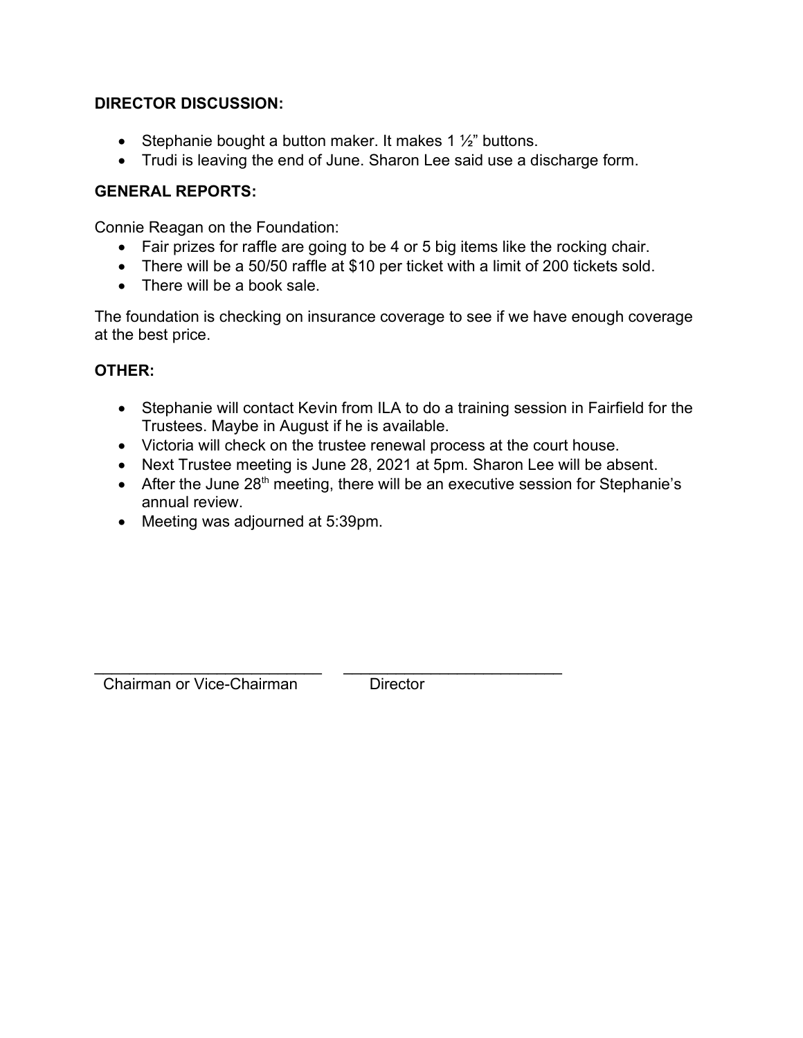**DIRECTOR DISCUSSION:**

- Stephanie bought a button maker. It makes 1 ½" buttons.
- Trudi is leaving the end of June. Sharon Lee said use a discharge form.

**GENERAL REPORTS:**

Connie Reagan on the Foundation:

- Fair prizes for raffle are going to be 4 or 5 big items like the rocking chair.
- There will be a 50/50 raffle at $10 per ticket with a limit of 200 tickets sold.
- There will be a book sale.

The foundation is checking on insurance coverage to see if we have enough coverage at the best price.

**OTHER:**

- Stephanie will contact Kevin from ILA to do a training session in Fairfield for the Trustees. Maybe in August if he is available.
- Victoria will check on the trustee renewal process at the court house.
- Next Trustee meeting is June 28, 2021 at 5pm. Sharon Lee will be absent.
- After the June 28th meeting, there will be an executive session for Stephanie's annual review.
- Meeting was adjourned at 5:39pm.

\_\_\_\_\_\_\_\_\_\_\_\_\_\_\_\_\_\_\_\_\_\_\_\_\_\_ \_\_\_\_\_\_\_\_\_\_\_\_\_\_\_\_\_\_\_\_\_\_\_\_\_\_

Chairman or Vice-Chairman Director